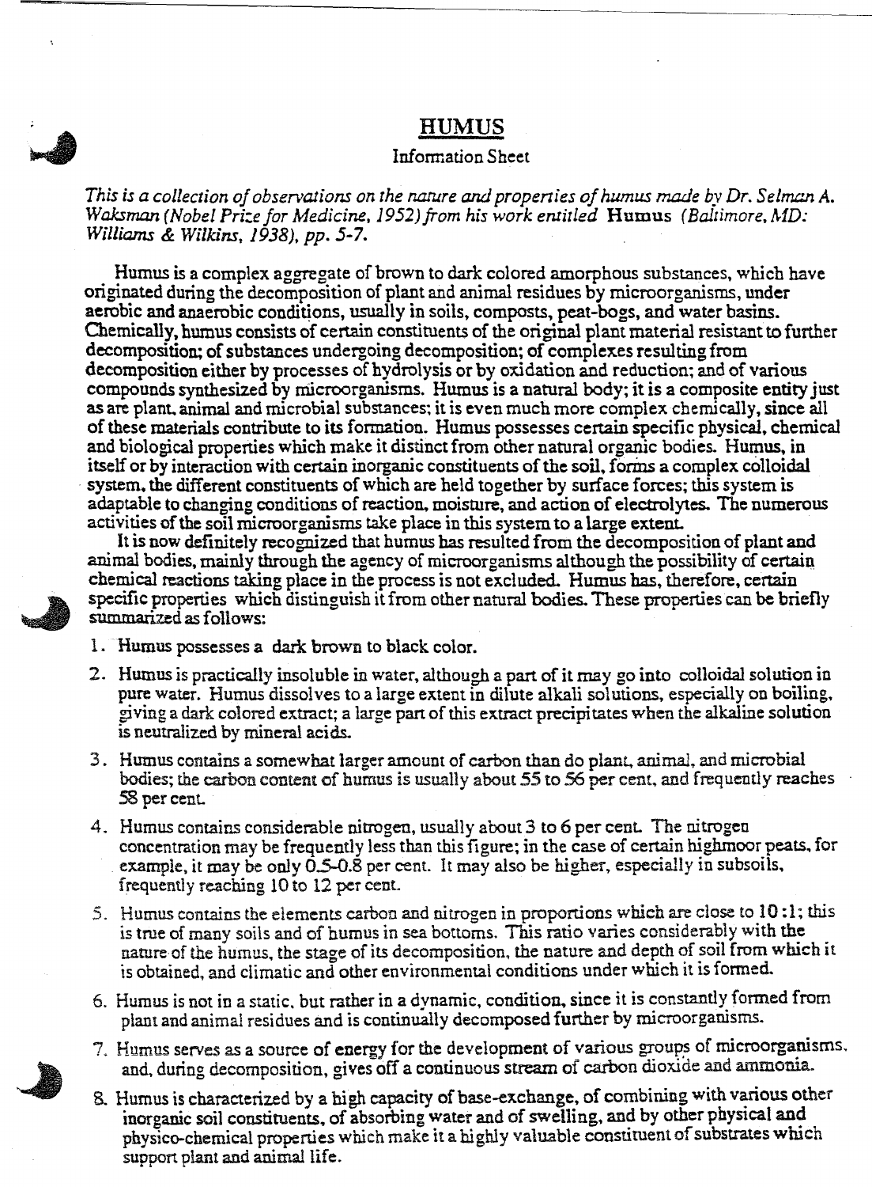# HUMUS

Information Sheet

*This is a collection of observations on the nature and properties of humus made by Dr. Selman A. Waksman (Nobel Prize for Medicine, 1952) from his work entitled* **Humus** *(Baltimore, MD: Williams & Wilkins, 1938), pp. 5-7.*

Humus is a complex aggregate of brown to dark colored amorphous substances, which have originated during the decomposition of plant and animal residues by microorganisms, under aerobic and anaerobic conditions, usually in soils, composts, peat-bogs, and water basins. Chemically, humus consists of certain constituents of the original plant material resistant to further decomposition; of substances undergoing decomposition; of complexes resulting from decomposition either by processes of hydrolysis or by oxidation and reduction; and of various compounds synthesized by microorganisms. Humus is a natural body; it is a composite entity just as are plant, animal and microbial substances; it is even much more complex chemically, since all of these materials contribute to its formation. Humus possesses certain specific physical, chemical and biological properties which make it distinct from other natural organic bodies. Humus, in itself or by interaction with certain inorganic constituents of the soil, forms a complex colloidal system, the different constituents of which are held together by surface forces; this system is adaptable to changing conditions of reaction, moisture, and action of electrolytes. The numerous activities of the soil microorganisms take place in this system to a large extent.

It is now definitely recognized that humus has resulted from the decomposition of plant and animal bodies, mainly through the agency of microorganisms although the possibility of certain chemical reactions taking place in the process is not excluded. Humus has, therefore, certain specific properties which distinguish it from other natural bodies. These properties can be briefly summarized as follows:

1. Humus possesses a dark brown to black color.
2. Humus is practically insoluble in water, although a part of it may go into colloidal solution in pure water. Humus dissolves to a large extent in dilute alkali solutions, especially on boiling, giving a dark colored extract; a large part of this extract precipitates when the alkaline solution is neutralized by mineral acids.
3. Humus contains a somewhat larger amount of carbon than do plant, animal, and microbial bodies; the carbon content of humus is usually about 55 to 56 per cent, and frequently reaches 58 per cent.
4. Humus contains considerable nitrogen, usually about 3 to 6 per cent. The nitrogen concentration may be frequently less than this figure; in the case of certain highmoor peats, for example, it may be only 0.5-0.8 per cent. It may also be higher, especially in subsoils, frequently reaching 10 to 12 per cent.
5. Humus contains the elements carbon and nitrogen in proportions which are close to 10:1; this is true of many soils and of humus in sea bottoms. This ratio varies considerably with the nature of the humus, the stage of its decomposition, the nature and depth of soil from which it is obtained, and climatic and other environmental conditions under which it is formed.
6. Humus is not in a static, but rather in a dynamic, condition, since it is constantly formed from plant and animal residues and is continually decomposed further by microorganisms.
7. Humus serves as a source of energy for the development of various groups of microorganisms, and, during decomposition, gives off a continuous stream of carbon dioxide and ammonia.
8. Humus is characterized by a high capacity of base-exchange, of combining with various other inorganic soil constituents, of absorbing water and of swelling, and by other physical and physico-chemical properties which make it a highly valuable constituent of substrates which support plant and animal life.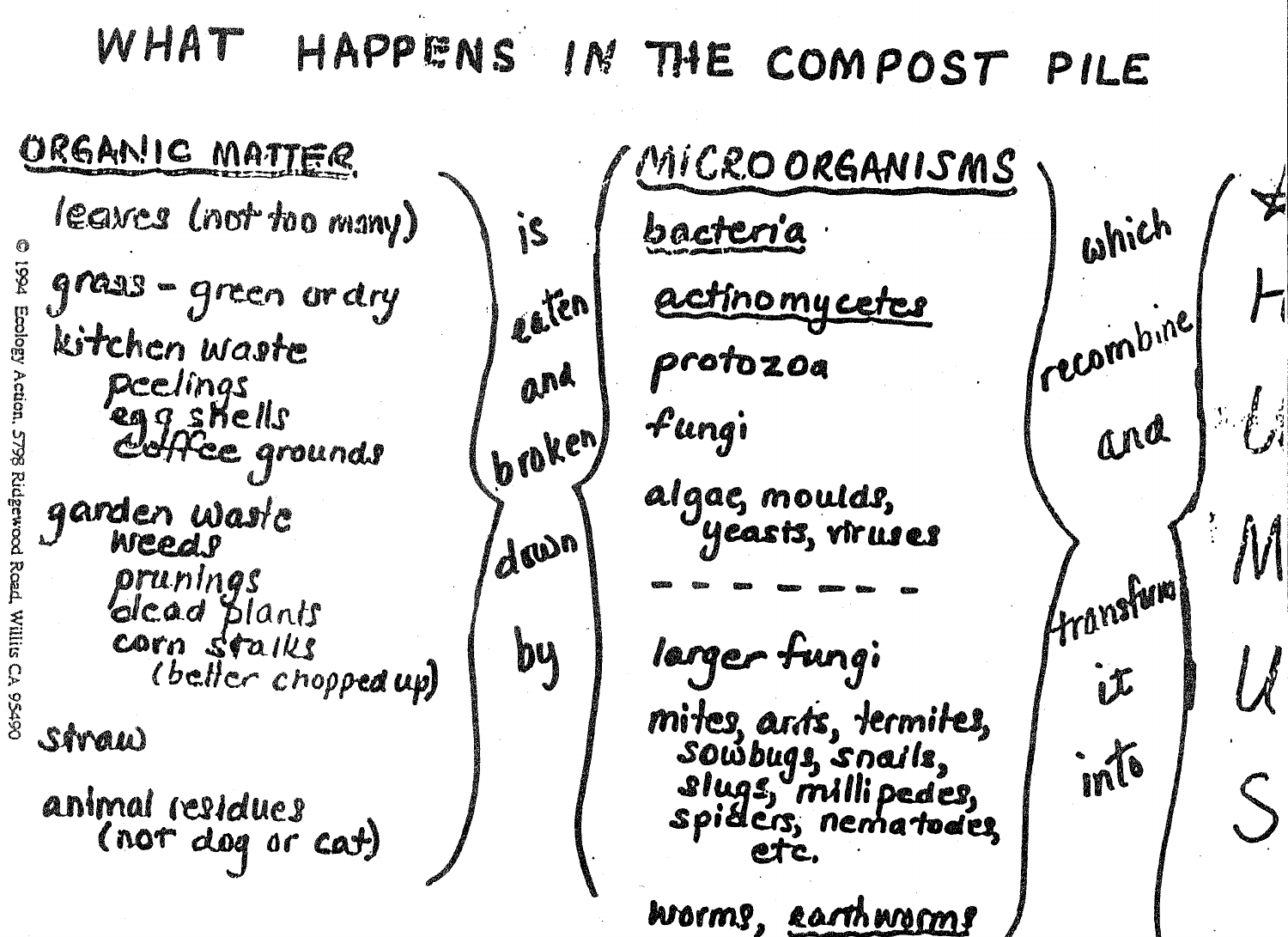# WHAT HAPPENS IN THE COMPOST PILE

## ORGANIC MATTER

- leaves (not too many)
- grass - green or dry
- kitchen waste
  - peelings
  - egg shells
  - coffee grounds
- garden waste
  - weeds
  - prunings
  - dead plants
  - corn stalks (better chopped up)
- straw
- animal residues (not dog or cat)

is eaten and broken down by

## MICROORGANISMS

- bacteria
- actinomycetes
- protozoa
- fungi
- algae, moulds, yeasts, viruses

- - - - - - -

- larger fungi
- mites, ants, termites, sowbugs, snails, slugs, millipedes, spiders, nematodes, etc.
- worms, earthworms

which recombine and transform it into

H

U

M

U

S

© 1994 Ecology Action, 5798 Ridgewood Road, Willits CA 95490